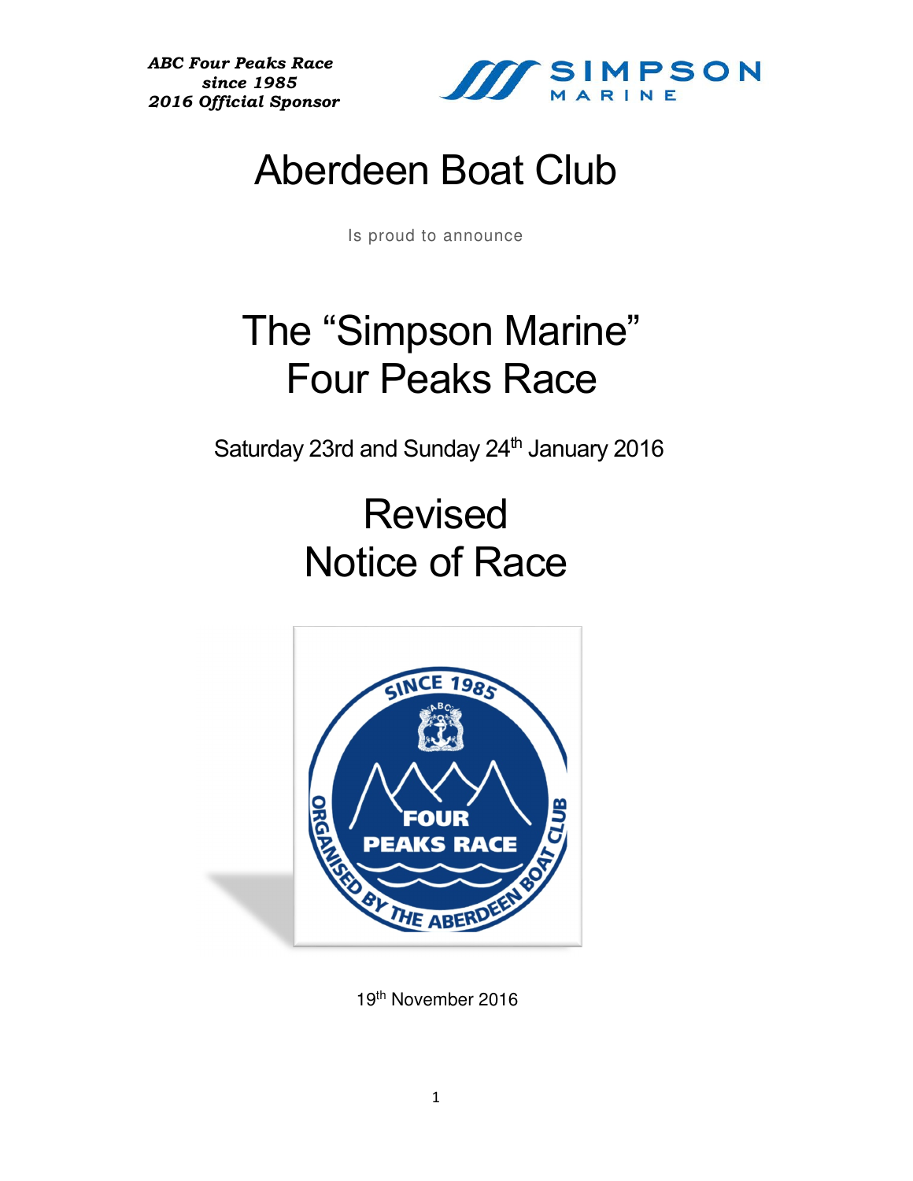*ABC Four Peaks Race*
*since 1985*
*2016 Official Sponsor*

SIMPSON MARINE

# Aberdeen Boat Club

Is proud to announce

# The "Simpson Marine" Four Peaks Race

Saturday 23rd and Sunday 24th January 2016

# Revised Notice of Race

SINCE 1985
ABC
FOUR PEAKS RACE
ORGANISED BY THE ABERDEEN BOAT CLUB

19th November 2016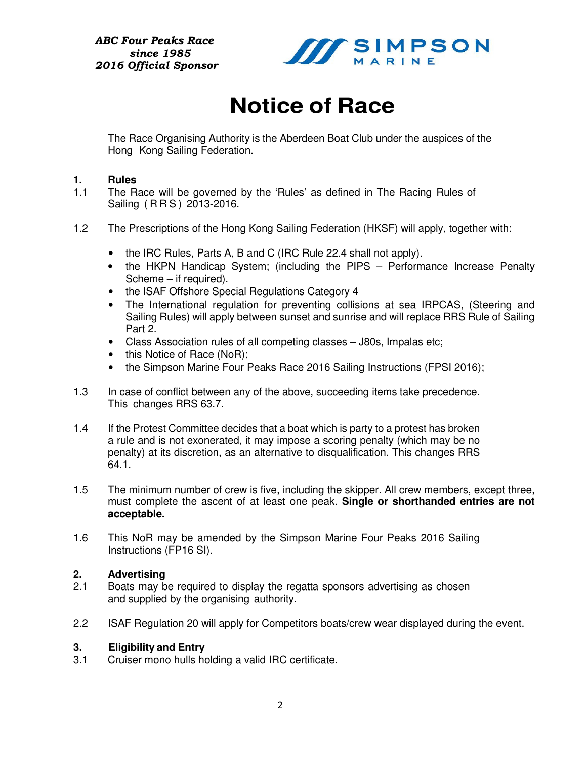*ABC Four Peaks Race*
*since 1985*
*2016 Official Sponsor*

SIMPSON MARINE

# Notice of Race

The Race Organising Authority is the Aberdeen Boat Club under the auspices of the Hong Kong Sailing Federation.

## 1. Rules

1.1 The Race will be governed by the 'Rules' as defined in The Racing Rules of Sailing ( R R S ) 2013-2016.

1.2 The Prescriptions of the Hong Kong Sailing Federation (HKSF) will apply, together with:

- the IRC Rules, Parts A, B and C (IRC Rule 22.4 shall not apply).
- the HKPN Handicap System; (including the PIPS – Performance Increase Penalty Scheme – if required).
- the ISAF Offshore Special Regulations Category 4
- The International regulation for preventing collisions at sea IRPCAS, (Steering and Sailing Rules) will apply between sunset and sunrise and will replace RRS Rule of Sailing Part 2.
- Class Association rules of all competing classes – J80s, Impalas etc;
- this Notice of Race (NoR);
- the Simpson Marine Four Peaks Race 2016 Sailing Instructions (FPSI 2016);

1.3 In case of conflict between any of the above, succeeding items take precedence. This changes RRS 63.7.

1.4 If the Protest Committee decides that a boat which is party to a protest has broken a rule and is not exonerated, it may impose a scoring penalty (which may be no penalty) at its discretion, as an alternative to disqualification. This changes RRS 64.1.

1.5 The minimum number of crew is five, including the skipper. All crew members, except three, must complete the ascent of at least one peak. **Single or shorthanded entries are not acceptable.**

1.6 This NoR may be amended by the Simpson Marine Four Peaks 2016 Sailing Instructions (FP16 SI).

## 2. Advertising

2.1 Boats may be required to display the regatta sponsors advertising as chosen and supplied by the organising authority.

2.2 ISAF Regulation 20 will apply for Competitors boats/crew wear displayed during the event.

## 3. Eligibility and Entry

3.1 Cruiser mono hulls holding a valid IRC certificate.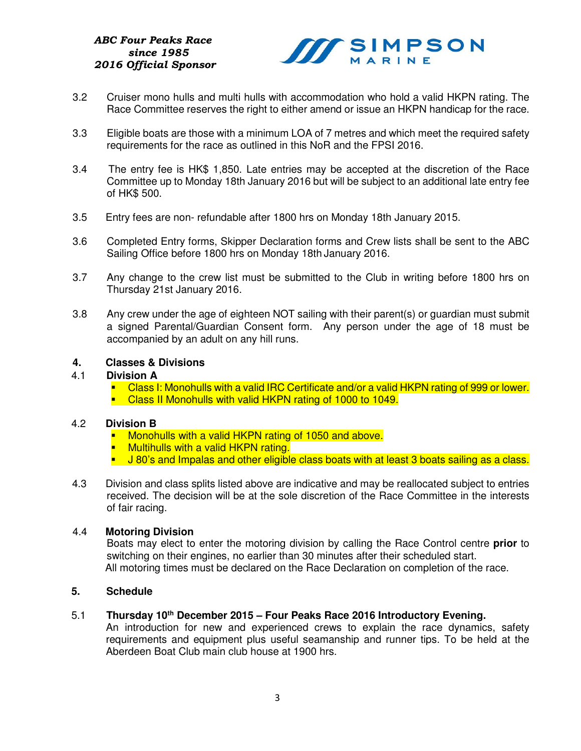3.2 Cruiser mono hulls and multi hulls with accommodation who hold a valid HKPN rating. The Race Committee reserves the right to either amend or issue an HKPN handicap for the race.

3.3 Eligible boats are those with a minimum LOA of 7 metres and which meet the required safety requirements for the race as outlined in this NoR and the FPSI 2016.

3.4 The entry fee is HK$ 1,850. Late entries may be accepted at the discretion of the Race Committee up to Monday 18th January 2016 but will be subject to an additional late entry fee of HK$ 500.

3.5 Entry fees are non- refundable after 1800 hrs on Monday 18th January 2015.

3.6 Completed Entry forms, Skipper Declaration forms and Crew lists shall be sent to the ABC Sailing Office before 1800 hrs on Monday 18th January 2016.

3.7 Any change to the crew list must be submitted to the Club in writing before 1800 hrs on Thursday 21st January 2016.

3.8 Any crew under the age of eighteen NOT sailing with their parent(s) or guardian must submit a signed Parental/Guardian Consent form. Any person under the age of 18 must be accompanied by an adult on any hill runs.

## 4. Classes & Divisions

### 4.1 Division A

- Class I: Monohulls with a valid IRC Certificate and/or a valid HKPN rating of 999 or lower.
- Class II Monohulls with valid HKPN rating of 1000 to 1049.

### 4.2 Division B

- Monohulls with a valid HKPN rating of 1050 and above.
- Multihulls with a valid HKPN rating.
- J 80's and Impalas and other eligible class boats with at least 3 boats sailing as a class.

4.3 Division and class splits listed above are indicative and may be reallocated subject to entries received. The decision will be at the sole discretion of the Race Committee in the interests of fair racing.

### 4.4 Motoring Division

Boats may elect to enter the motoring division by calling the Race Control centre **prior** to switching on their engines, no earlier than 30 minutes after their scheduled start.
All motoring times must be declared on the Race Declaration on completion of the race.

## 5. Schedule

### 5.1 Thursday 10th December 2015 – Four Peaks Race 2016 Introductory Evening.

An introduction for new and experienced crews to explain the race dynamics, safety requirements and equipment plus useful seamanship and runner tips. To be held at the Aberdeen Boat Club main club house at 1900 hrs.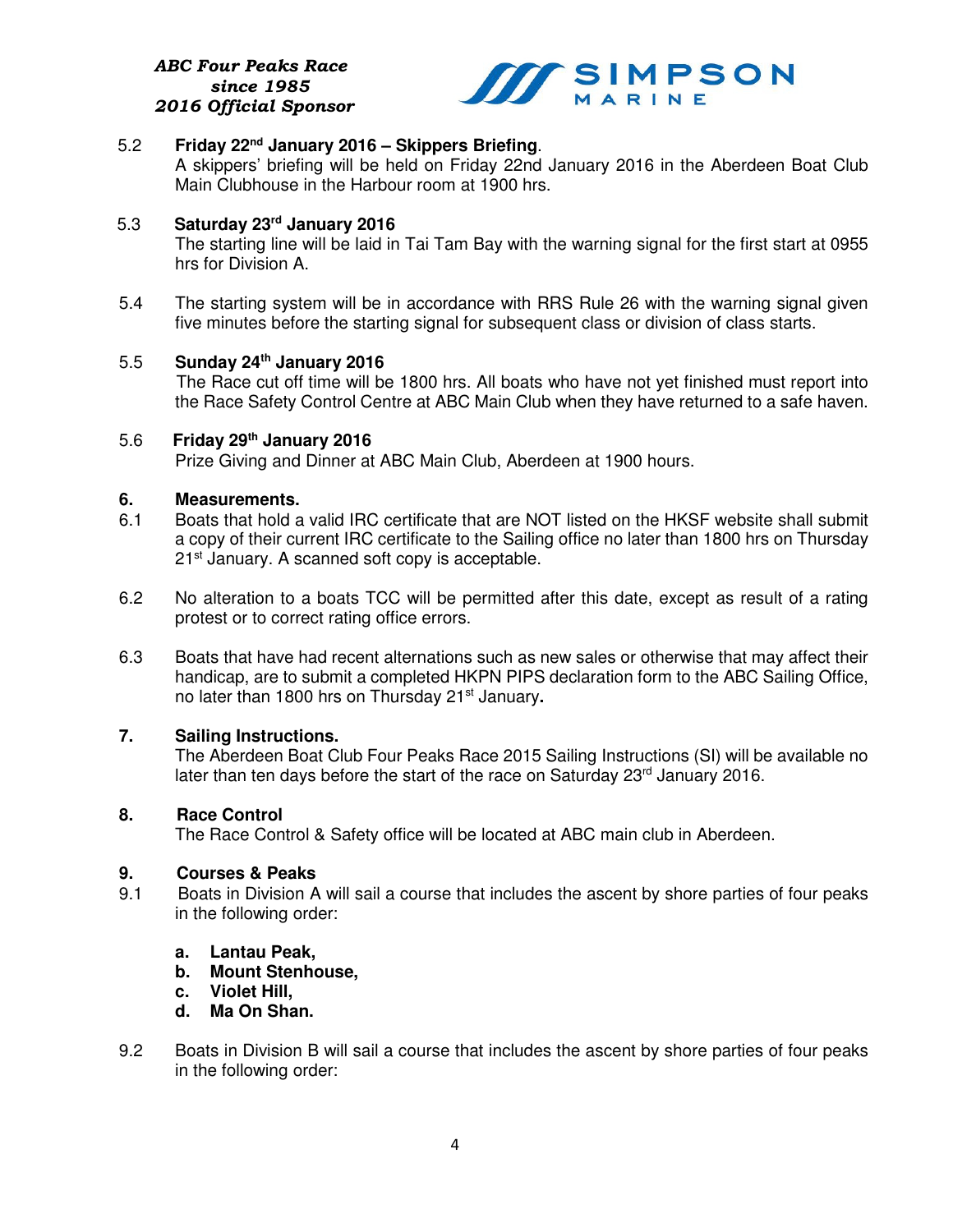5.2 **Friday 22nd January 2016 – Skippers Briefing**.
A skippers' briefing will be held on Friday 22nd January 2016 in the Aberdeen Boat Club Main Clubhouse in the Harbour room at 1900 hrs.

5.3 **Saturday 23rd January 2016**
The starting line will be laid in Tai Tam Bay with the warning signal for the first start at 0955 hrs for Division A.

5.4 The starting system will be in accordance with RRS Rule 26 with the warning signal given five minutes before the starting signal for subsequent class or division of class starts.

5.5 **Sunday 24th January 2016**
The Race cut off time will be 1800 hrs. All boats who have not yet finished must report into the Race Safety Control Centre at ABC Main Club when they have returned to a safe haven.

5.6 **Friday 29th January 2016**
Prize Giving and Dinner at ABC Main Club, Aberdeen at 1900 hours.

## 6. Measurements.

6.1 Boats that hold a valid IRC certificate that are NOT listed on the HKSF website shall submit a copy of their current IRC certificate to the Sailing office no later than 1800 hrs on Thursday 21st January. A scanned soft copy is acceptable.

6.2 No alteration to a boats TCC will be permitted after this date, except as result of a rating protest or to correct rating office errors.

6.3 Boats that have had recent alternations such as new sales or otherwise that may affect their handicap, are to submit a completed HKPN PIPS declaration form to the ABC Sailing Office, no later than 1800 hrs on Thursday 21st January**.**

## 7. Sailing Instructions.

The Aberdeen Boat Club Four Peaks Race 2015 Sailing Instructions (SI) will be available no later than ten days before the start of the race on Saturday 23rd January 2016.

## 8. Race Control

The Race Control & Safety office will be located at ABC main club in Aberdeen.

## 9. Courses & Peaks

9.1 Boats in Division A will sail a course that includes the ascent by shore parties of four peaks in the following order:

**a. Lantau Peak,**
**b. Mount Stenhouse,**
**c. Violet Hill,**
**d. Ma On Shan.**

9.2 Boats in Division B will sail a course that includes the ascent by shore parties of four peaks in the following order: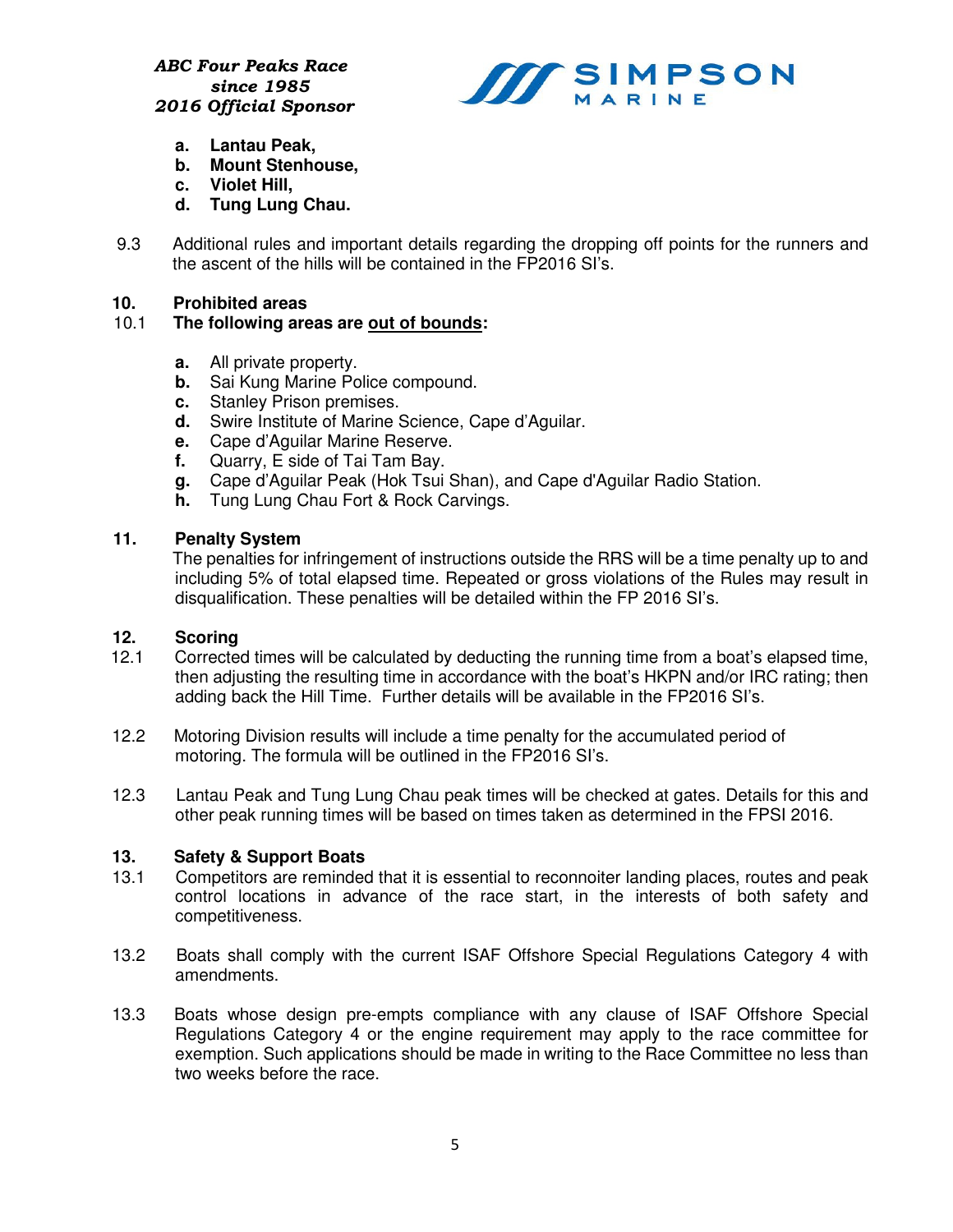- **a. Lantau Peak,**
- **b. Mount Stenhouse,**
- **c. Violet Hill,**
- **d. Tung Lung Chau.**

9.3 Additional rules and important details regarding the dropping off points for the runners and the ascent of the hills will be contained in the FP2016 SI's.

## 10. Prohibited areas

**10.1 The following areas are <u>out of bounds</u>:**

- **a.** All private property.
- **b.** Sai Kung Marine Police compound.
- **c.** Stanley Prison premises.
- **d.** Swire Institute of Marine Science, Cape d'Aguilar.
- **e.** Cape d'Aguilar Marine Reserve.
- **f.** Quarry, E side of Tai Tam Bay.
- **g.** Cape d'Aguilar Peak (Hok Tsui Shan), and Cape d'Aguilar Radio Station.
- **h.** Tung Lung Chau Fort & Rock Carvings.

## 11. Penalty System

The penalties for infringement of instructions outside the RRS will be a time penalty up to and including 5% of total elapsed time. Repeated or gross violations of the Rules may result in disqualification. These penalties will be detailed within the FP 2016 SI's.

## 12. Scoring

12.1 Corrected times will be calculated by deducting the running time from a boat's elapsed time, then adjusting the resulting time in accordance with the boat's HKPN and/or IRC rating; then adding back the Hill Time. Further details will be available in the FP2016 SI's.

12.2 Motoring Division results will include a time penalty for the accumulated period of motoring. The formula will be outlined in the FP2016 SI's.

12.3 Lantau Peak and Tung Lung Chau peak times will be checked at gates. Details for this and other peak running times will be based on times taken as determined in the FPSI 2016.

## 13. Safety & Support Boats

13.1 Competitors are reminded that it is essential to reconnoiter landing places, routes and peak control locations in advance of the race start, in the interests of both safety and competitiveness.

13.2 Boats shall comply with the current ISAF Offshore Special Regulations Category 4 with amendments.

13.3 Boats whose design pre-empts compliance with any clause of ISAF Offshore Special Regulations Category 4 or the engine requirement may apply to the race committee for exemption. Such applications should be made in writing to the Race Committee no less than two weeks before the race.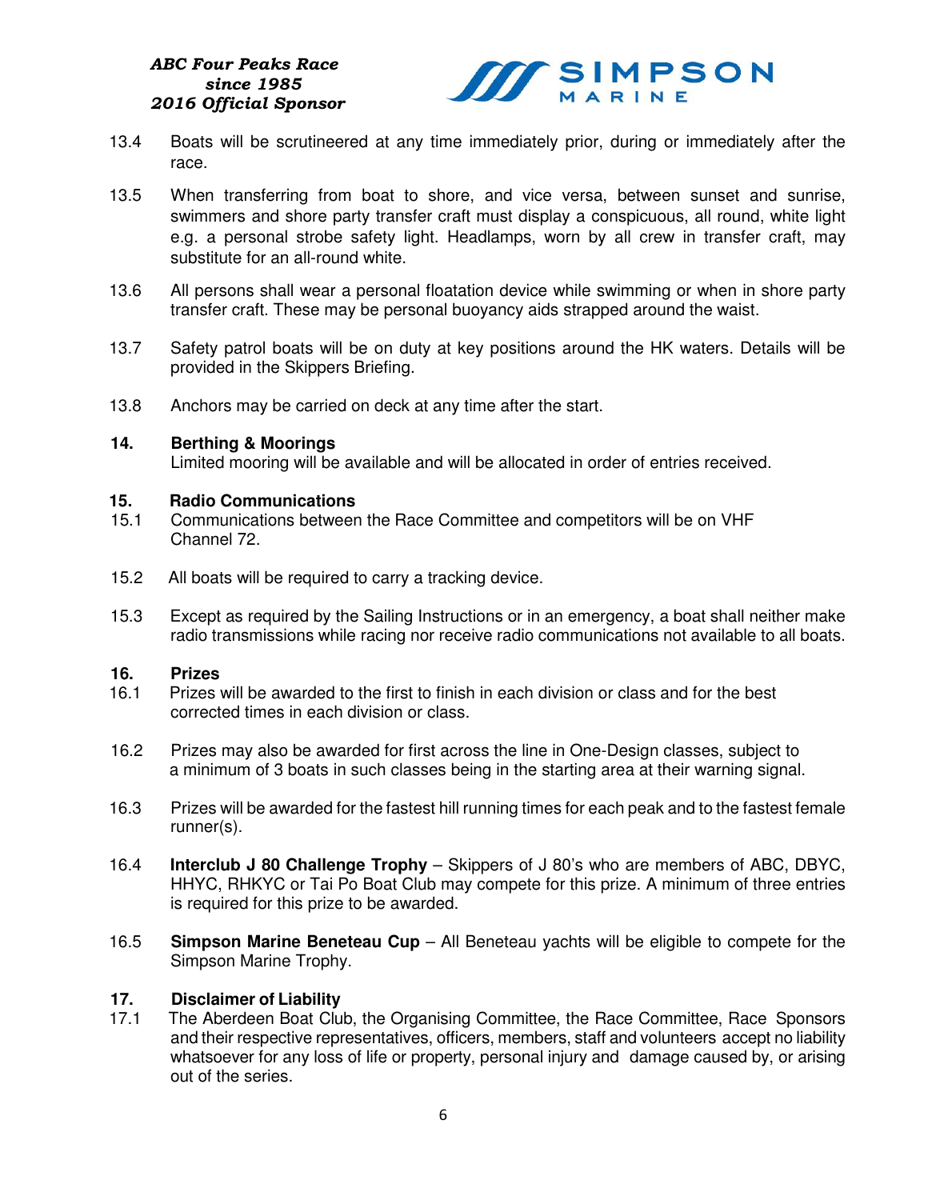13.4 Boats will be scrutineered at any time immediately prior, during or immediately after the race.

13.5 When transferring from boat to shore, and vice versa, between sunset and sunrise, swimmers and shore party transfer craft must display a conspicuous, all round, white light e.g. a personal strobe safety light. Headlamps, worn by all crew in transfer craft, may substitute for an all-round white.

13.6 All persons shall wear a personal floatation device while swimming or when in shore party transfer craft. These may be personal buoyancy aids strapped around the waist.

13.7 Safety patrol boats will be on duty at key positions around the HK waters. Details will be provided in the Skippers Briefing.

13.8 Anchors may be carried on deck at any time after the start.

## 14. Berthing & Moorings

Limited mooring will be available and will be allocated in order of entries received.

## 15. Radio Communications

15.1 Communications between the Race Committee and competitors will be on VHF Channel 72.

15.2 All boats will be required to carry a tracking device.

15.3 Except as required by the Sailing Instructions or in an emergency, a boat shall neither make radio transmissions while racing nor receive radio communications not available to all boats.

## 16. Prizes

16.1 Prizes will be awarded to the first to finish in each division or class and for the best corrected times in each division or class.

16.2 Prizes may also be awarded for first across the line in One-Design classes, subject to a minimum of 3 boats in such classes being in the starting area at their warning signal.

16.3 Prizes will be awarded for the fastest hill running times for each peak and to the fastest female runner(s).

16.4 **Interclub J 80 Challenge Trophy** – Skippers of J 80's who are members of ABC, DBYC, HHYC, RHKYC or Tai Po Boat Club may compete for this prize. A minimum of three entries is required for this prize to be awarded.

16.5 **Simpson Marine Beneteau Cup** – All Beneteau yachts will be eligible to compete for the Simpson Marine Trophy.

## 17. Disclaimer of Liability

17.1 The Aberdeen Boat Club, the Organising Committee, the Race Committee, Race Sponsors and their respective representatives, officers, members, staff and volunteers accept no liability whatsoever for any loss of life or property, personal injury and damage caused by, or arising out of the series.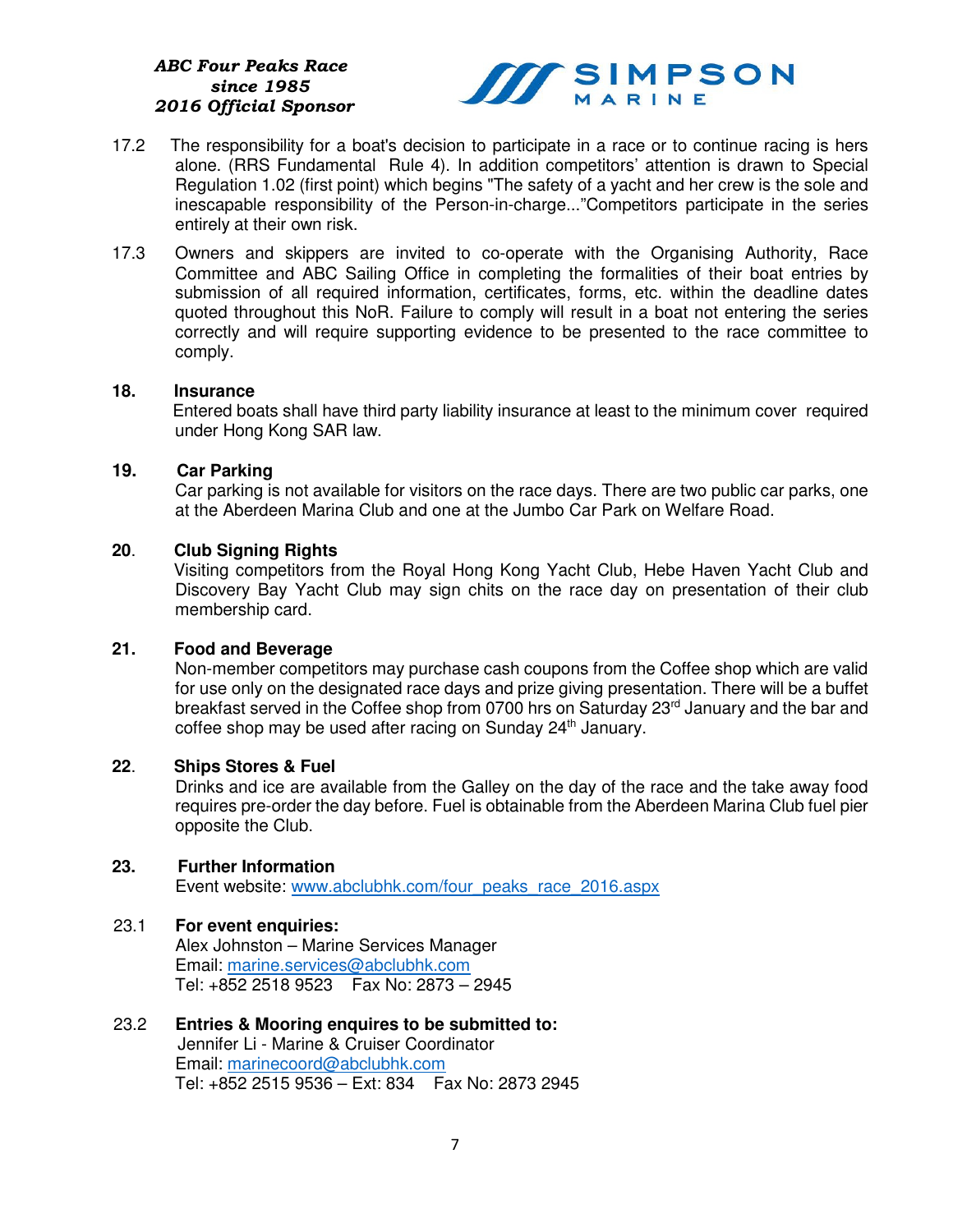17.2 The responsibility for a boat's decision to participate in a race or to continue racing is hers alone. (RRS Fundamental Rule 4). In addition competitors' attention is drawn to Special Regulation 1.02 (first point) which begins "The safety of a yacht and her crew is the sole and inescapable responsibility of the Person-in-charge..."Competitors participate in the series entirely at their own risk.

17.3 Owners and skippers are invited to co-operate with the Organising Authority, Race Committee and ABC Sailing Office in completing the formalities of their boat entries by submission of all required information, certificates, forms, etc. within the deadline dates quoted throughout this NoR. Failure to comply will result in a boat not entering the series correctly and will require supporting evidence to be presented to the race committee to comply.

## 18. Insurance

Entered boats shall have third party liability insurance at least to the minimum cover required under Hong Kong SAR law.

## 19. Car Parking

Car parking is not available for visitors on the race days. There are two public car parks, one at the Aberdeen Marina Club and one at the Jumbo Car Park on Welfare Road.

## 20. Club Signing Rights

Visiting competitors from the Royal Hong Kong Yacht Club, Hebe Haven Yacht Club and Discovery Bay Yacht Club may sign chits on the race day on presentation of their club membership card.

## 21. Food and Beverage

Non-member competitors may purchase cash coupons from the Coffee shop which are valid for use only on the designated race days and prize giving presentation. There will be a buffet breakfast served in the Coffee shop from 0700 hrs on Saturday 23rd January and the bar and coffee shop may be used after racing on Sunday 24th January.

## 22. Ships Stores & Fuel

Drinks and ice are available from the Galley on the day of the race and the take away food requires pre-order the day before. Fuel is obtainable from the Aberdeen Marina Club fuel pier opposite the Club.

## 23. Further Information

Event website: www.abclubhk.com/four_peaks_race_2016.aspx

### 23.1 For event enquiries:

Alex Johnston – Marine Services Manager
Email: marine.services@abclubhk.com
Tel: +852 2518 9523 Fax No: 2873 – 2945

### 23.2 Entries & Mooring enquires to be submitted to:

Jennifer Li - Marine & Cruiser Coordinator
Email: marinecoord@abclubhk.com
Tel: +852 2515 9536 – Ext: 834 Fax No: 2873 2945